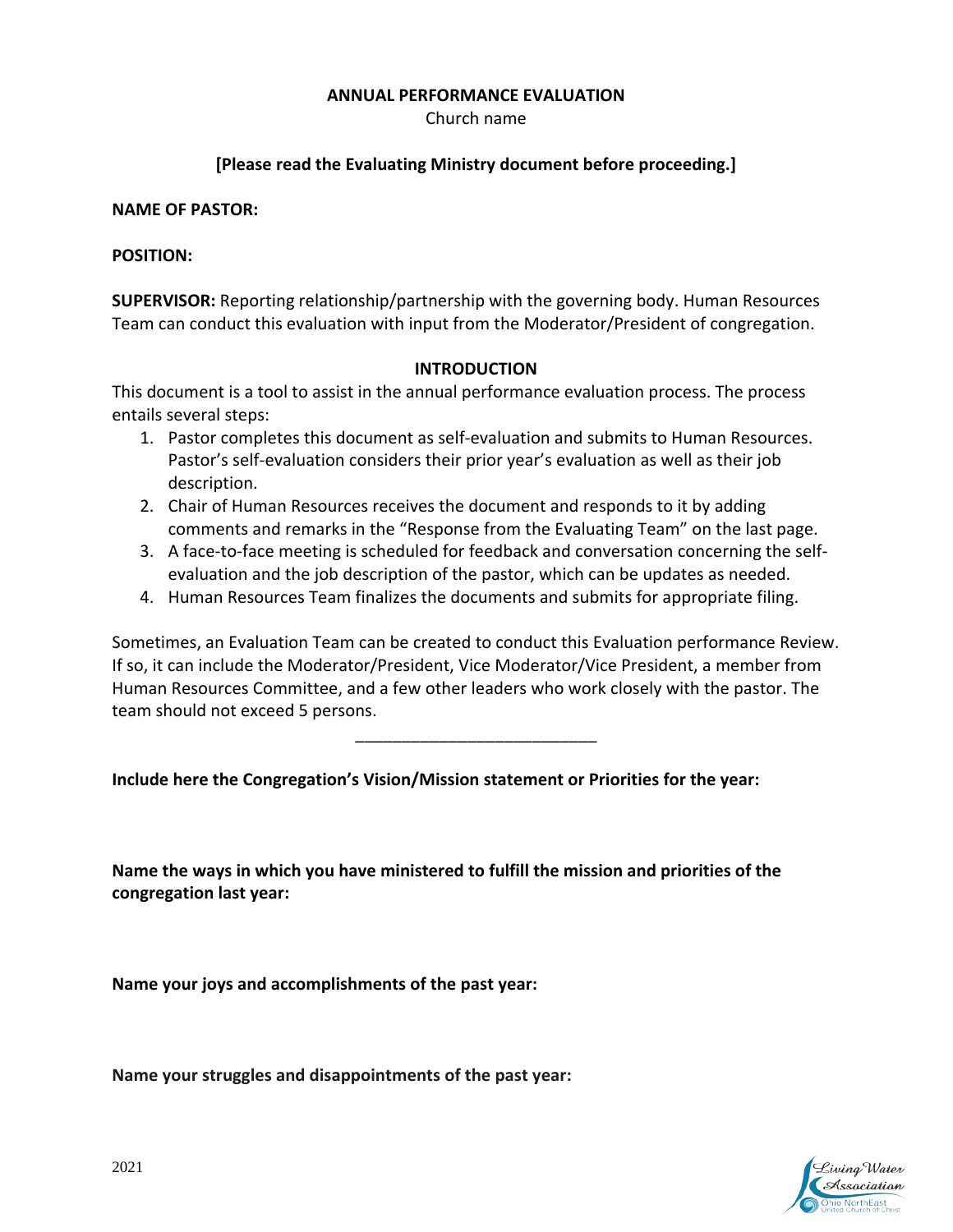**ANNUAL PERFORMANCE EVALUATION**

Church name

**[Please read the Evaluating Ministry document before proceeding.]**

**NAME OF PASTOR:**

**POSITION:**

**SUPERVISOR:** Reporting relationship/partnership with the governing body. Human Resources Team can conduct this evaluation with input from the Moderator/President of congregation.

**INTRODUCTION**

This document is a tool to assist in the annual performance evaluation process. The process entails several steps:

1. Pastor completes this document as self-evaluation and submits to Human Resources. Pastor's self-evaluation considers their prior year's evaluation as well as their job description.
2. Chair of Human Resources receives the document and responds to it by adding comments and remarks in the "Response from the Evaluating Team" on the last page.
3. A face-to-face meeting is scheduled for feedback and conversation concerning the self-evaluation and the job description of the pastor, which can be updates as needed.
4. Human Resources Team finalizes the documents and submits for appropriate filing.

Sometimes, an Evaluation Team can be created to conduct this Evaluation performance Review. If so, it can include the Moderator/President, Vice Moderator/Vice President, a member from Human Resources Committee, and a few other leaders who work closely with the pastor. The team should not exceed 5 persons.

---

**Include here the Congregation's Vision/Mission statement or Priorities for the year:**

**Name the ways in which you have ministered to fulfill the mission and priorities of the congregation last year:**

**Name your joys and accomplishments of the past year:**

**Name your struggles and disappointments of the past year:**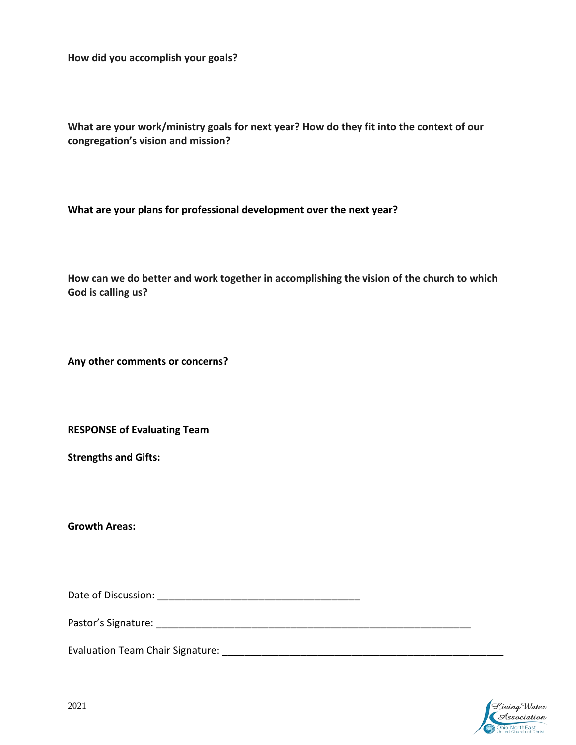**How did you accomplish your goals?**

**What are your work/ministry goals for next year? How do they fit into the context of our congregation's vision and mission?**

**What are your plans for professional development over the next year?**

**How can we do better and work together in accomplishing the vision of the church to which God is calling us?**

**Any other comments or concerns?**

**RESPONSE of Evaluating Team**

**Strengths and Gifts:**

**Growth Areas:**

Date of Discussion: ____________________________________

Pastor's Signature: ___________________________________________________________

Evaluation Team Chair Signature: ____________________________________________________

2021